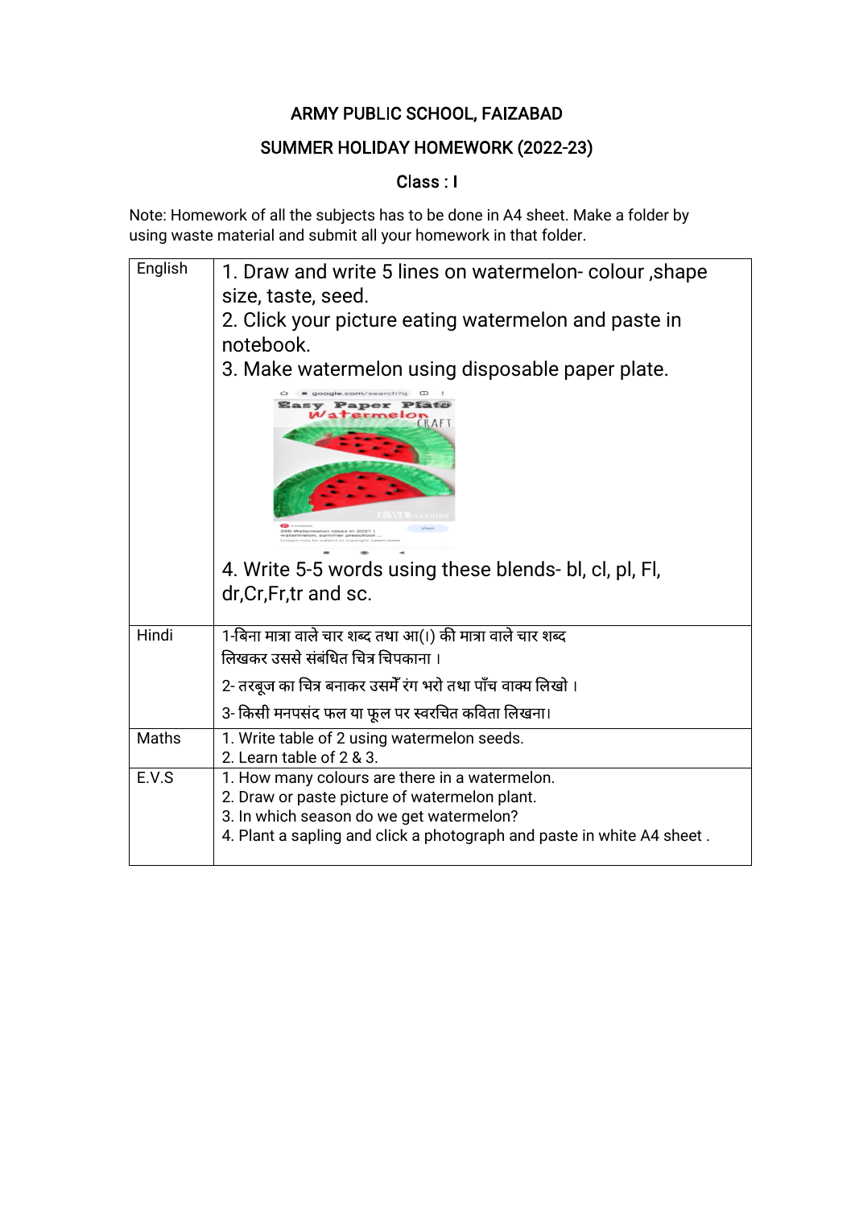# ARMY PUBLIC SCHOOL, FAIZABAD

## SUMMER HOLIDAY HOMEWORK (2022-23)

### Class : I

Note: Homework of all the subjects has to be done in A4 sheet. Make a folder by using waste material and submit all your homework in that folder.

| | |
|---|---|
| English | 1. Draw and write 5 lines on watermelon- colour ,shape size, taste, seed.<br>2. Click your picture eating watermelon and paste in notebook.<br>3. Make watermelon using disposable paper plate.<br>4. Write 5-5 words using these blends- bl, cl, pl, Fl, dr,Cr,Fr,tr and sc. |
| Hindi | 1-बिना मात्रा वाले चार शब्द तथा आ(ा) की मात्रा वाले चार शब्द लिखकर उससे संबंधित चित्र चिपकाना ।<br>2- तरबूज का चित्र बनाकर उसमें रंग भरो तथा पाँच वाक्य लिखो ।<br>3- किसी मनपसंद फल या फूल पर स्वरचित कविता लिखना। |
| Maths | 1. Write table of 2 using watermelon seeds.<br>2. Learn table of 2 & 3. |
| E.V.S | 1. How many colours are there in a watermelon.<br>2. Draw or paste picture of watermelon plant.<br>3. In which season do we get watermelon?<br>4. Plant a sapling and click a photograph and paste in white A4 sheet . |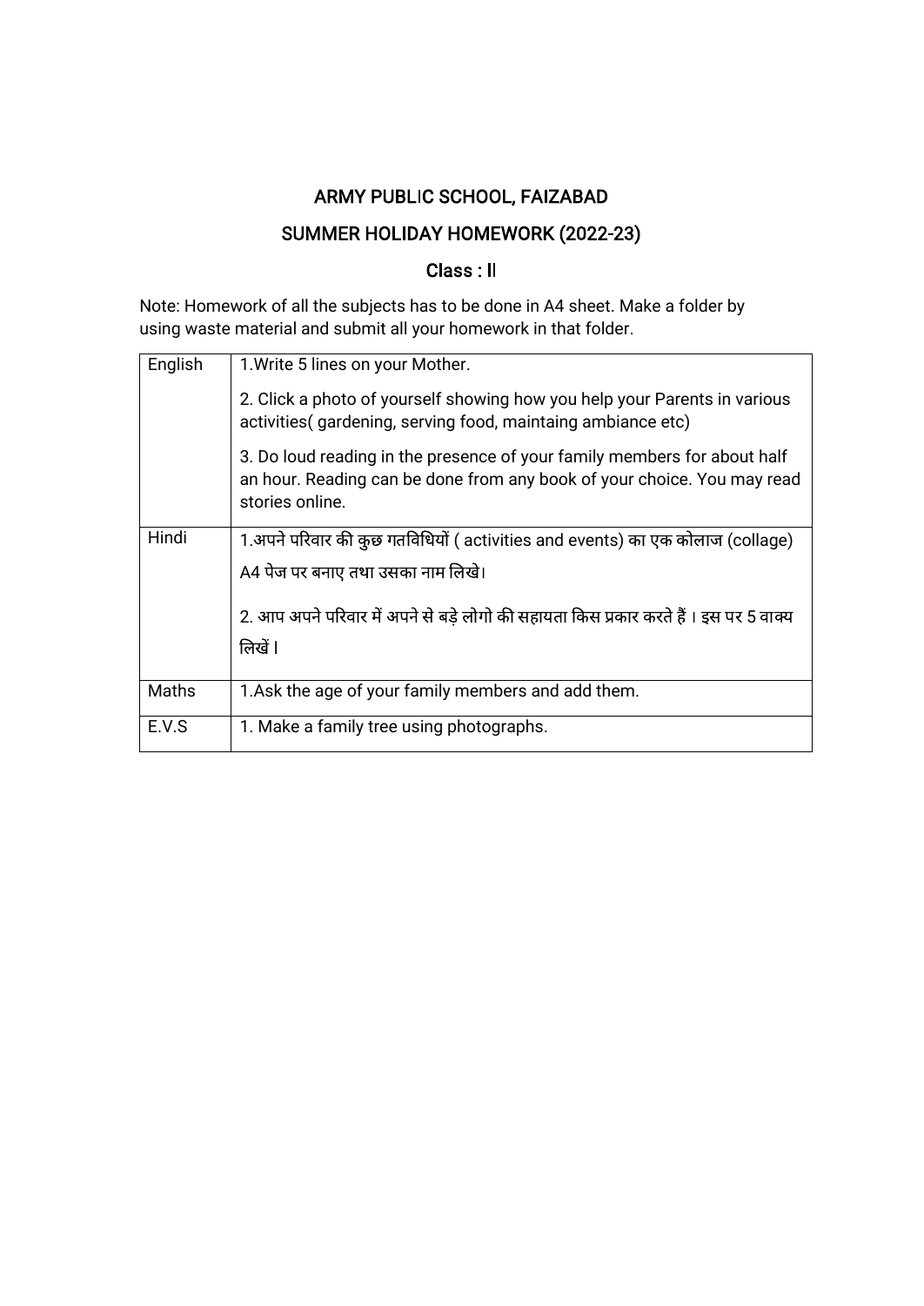# ARMY PUBLIC SCHOOL, FAIZABAD

## SUMMER HOLIDAY HOMEWORK (2022-23)

### Class : II

Note: Homework of all the subjects has to be done in A4 sheet. Make a folder by using waste material and submit all your homework in that folder.

| | |
|---|---|
| English | 1.Write 5 lines on your Mother.<br><br>2. Click a photo of yourself showing how you help your Parents in various activities( gardening, serving food, maintaing ambiance etc)<br><br>3. Do loud reading in the presence of your family members for about half an hour. Reading can be done from any book of your choice. You may read stories online. |
| Hindi | 1.अपने परिवार की कुछ गतिविधियों ( activities and events) का एक कोलाज (collage) A4 पेज पर बनाए तथा उसका नाम लिखे।<br><br>2. आप अपने परिवार में अपने से बड़े लोगो की सहायता किस प्रकार करते हैं । इस पर 5 वाक्य लिखें । |
| Maths | 1.Ask the age of your family members and add them. |
| E.V.S | 1. Make a family tree using photographs. |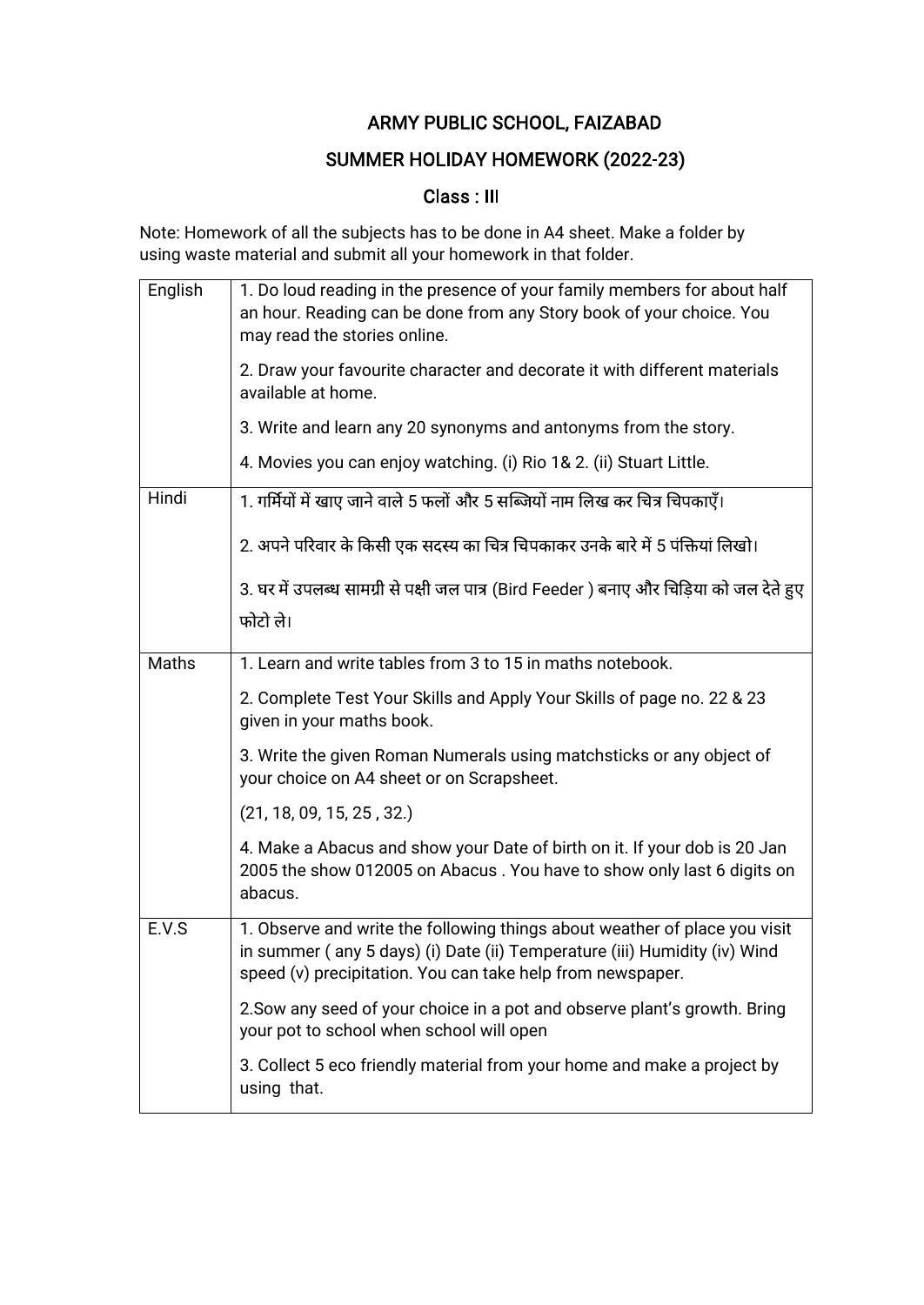# ARMY PUBLIC SCHOOL, FAIZABAD

## SUMMER HOLIDAY HOMEWORK (2022-23)

### Class : III

Note: Homework of all the subjects has to be done in A4 sheet. Make a folder by using waste material and submit all your homework in that folder.

| Subject | Homework |
|---|---|
| English | 1. Do loud reading in the presence of your family members for about half an hour. Reading can be done from any Story book of your choice. You may read the stories online.<br><br>2. Draw your favourite character and decorate it with different materials available at home.<br><br>3. Write and learn any 20 synonyms and antonyms from the story.<br><br>4. Movies you can enjoy watching. (i) Rio 1& 2. (ii) Stuart Little. |
| Hindi | 1. गर्मियों में खाए जाने वाले 5 फलों और 5 सब्जियों नाम लिख कर चित्र चिपकाएँ।<br><br>2. अपने परिवार के किसी एक सदस्य का चित्र चिपकाकर उनके बारे में 5 पंक्तियां लिखो।<br><br>3. घर में उपलब्ध सामग्री से पक्षी जल पात्र (Bird Feeder ) बनाए और चिड़िया को जल देते हुए फोटो ले। |
| Maths | 1. Learn and write tables from 3 to 15 in maths notebook.<br><br>2. Complete Test Your Skills and Apply Your Skills of page no. 22 & 23 given in your maths book.<br><br>3. Write the given Roman Numerals using matchsticks or any object of your choice on A4 sheet or on Scrapsheet.<br><br>(21, 18, 09, 15, 25 , 32.)<br><br>4. Make a Abacus and show your Date of birth on it. If your dob is 20 Jan 2005 the show 012005 on Abacus . You have to show only last 6 digits on abacus. |
| E.V.S | 1. Observe and write the following things about weather of place you visit in summer ( any 5 days) (i) Date (ii) Temperature (iii) Humidity (iv) Wind speed (v) precipitation. You can take help from newspaper.<br><br>2.Sow any seed of your choice in a pot and observe plant's growth. Bring your pot to school when school will open<br><br>3. Collect 5 eco friendly material from your home and make a project by using that. |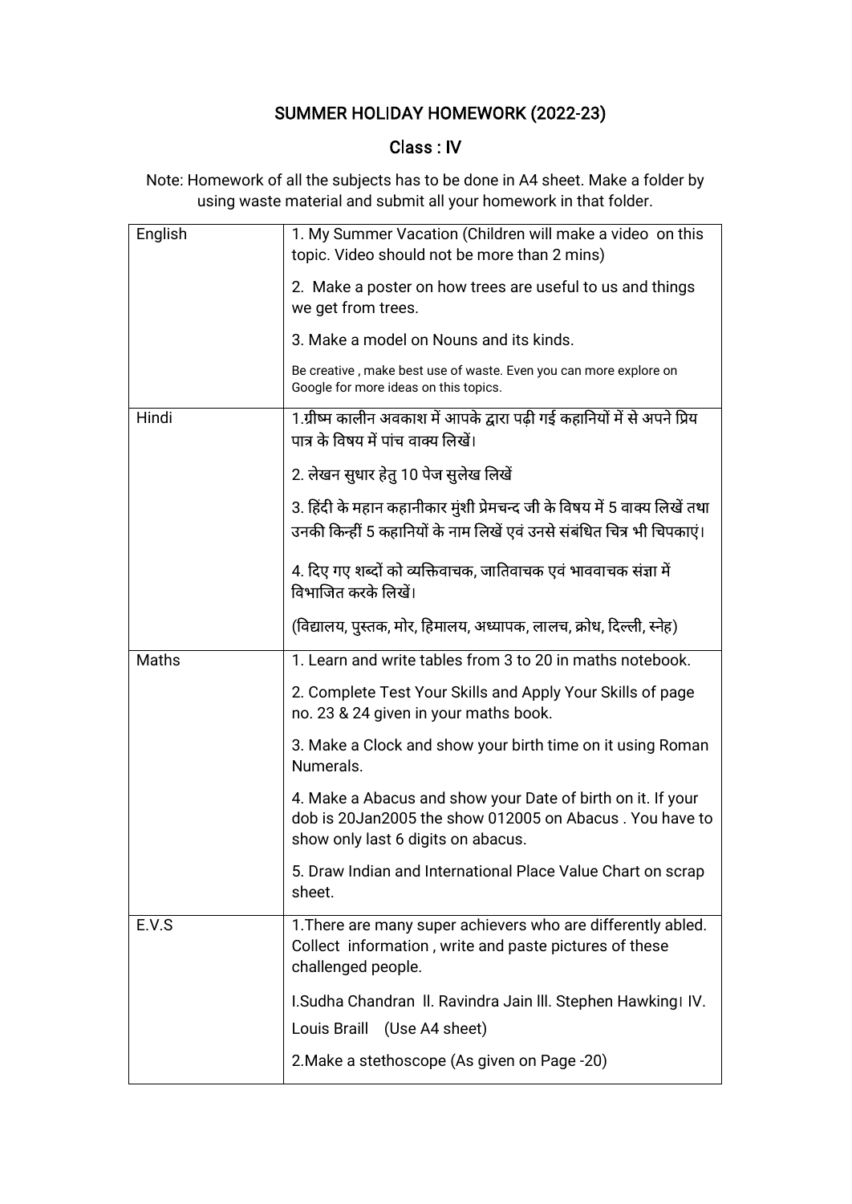# SUMMER HOLIDAY HOMEWORK (2022-23)

## Class : IV

Note: Homework of all the subjects has to be done in A4 sheet. Make a folder by using waste material and submit all your homework in that folder.

| | |
|---|---|
| English | 1. My Summer Vacation (Children will make a video on this topic. Video should not be more than 2 mins)<br><br>2. Make a poster on how trees are useful to us and things we get from trees.<br><br>3. Make a model on Nouns and its kinds.<br><br>Be creative , make best use of waste. Even you can more explore on Google for more ideas on this topics. |
| Hindi | 1.ग्रीष्म कालीन अवकाश में आपके द्वारा पढ़ी गई कहानियों में से अपने प्रिय पात्र के विषय में पांच वाक्य लिखें।<br><br>2. लेखन सुधार हेतु 10 पेज सुलेख लिखें<br><br>3. हिंदी के महान कहानीकार मुंशी प्रेमचन्द जी के विषय में 5 वाक्य लिखें तथा उनकी किन्हीं 5 कहानियों के नाम लिखें एवं उनसे संबंधित चित्र भी चिपकाएं।<br><br>4. दिए गए शब्दों को व्यक्तिवाचक, जातिवाचक एवं भाववाचक संज्ञा में विभाजित करके लिखें।<br><br>(विद्यालय, पुस्तक, मोर, हिमालय, अध्यापक, लालच, क्रोध, दिल्ली, स्नेह) |
| Maths | 1. Learn and write tables from 3 to 20 in maths notebook.<br><br>2. Complete Test Your Skills and Apply Your Skills of page no. 23 & 24 given in your maths book.<br><br>3. Make a Clock and show your birth time on it using Roman Numerals.<br><br>4. Make a Abacus and show your Date of birth on it. If your dob is 20Jan2005 the show 012005 on Abacus . You have to show only last 6 digits on abacus.<br><br>5. Draw Indian and International Place Value Chart on scrap sheet. |
| E.V.S | 1.There are many super achievers who are differently abled. Collect information , write and paste pictures of these challenged people.<br><br>I.Sudha Chandran II. Ravindra Jain III. Stephen Hawking I IV. Louis Braill (Use A4 sheet)<br><br>2.Make a stethoscope (As given on Page -20) |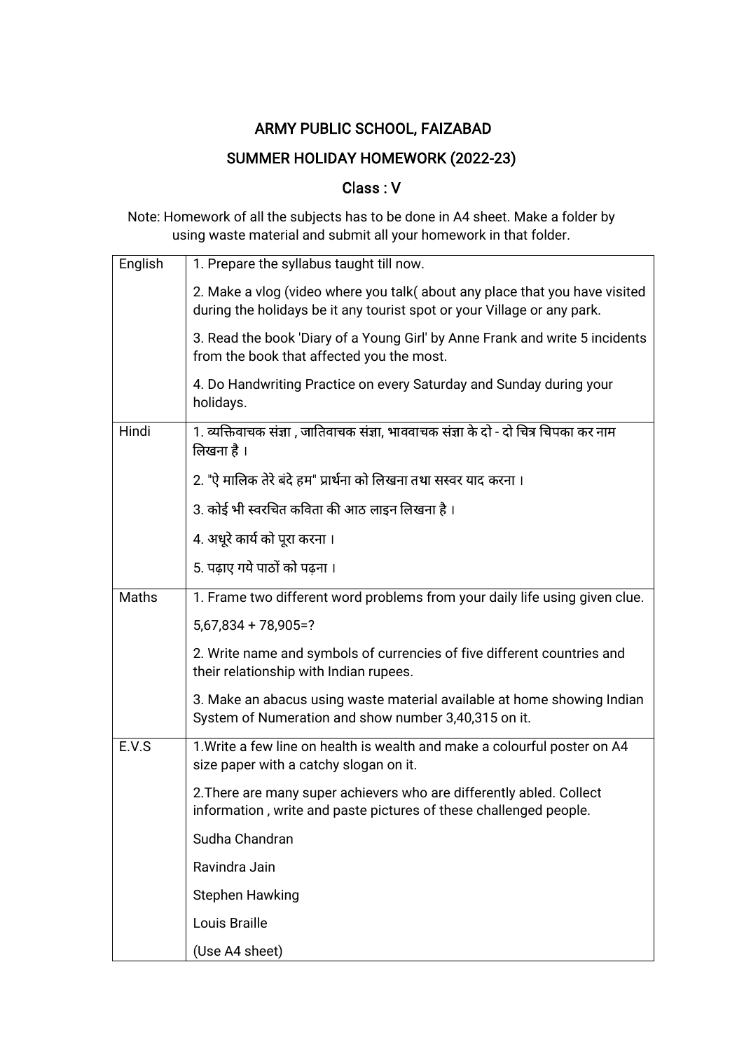# ARMY PUBLIC SCHOOL, FAIZABAD

## SUMMER HOLIDAY HOMEWORK (2022-23)

### Class : V

Note: Homework of all the subjects has to be done in A4 sheet. Make a folder by using waste material and submit all your homework in that folder.

| Subject | Homework |
|---|---|
| English | 1. Prepare the syllabus taught till now. |
| | 2. Make a vlog (video where you talk( about any place that you have visited during the holidays be it any tourist spot or your Village or any park. |
| | 3. Read the book 'Diary of a Young Girl' by Anne Frank and write 5 incidents from the book that affected you the most. |
| | 4. Do Handwriting Practice on every Saturday and Sunday during your holidays. |
| Hindi | 1. व्यक्तिवाचक संज्ञा , जातिवाचक संज्ञा, भाववाचक संज्ञा के दो - दो चित्र चिपका कर नाम लिखना है । |
| | 2. "ऐ मालिक तेरे बंदे हम" प्रार्थना को लिखना तथा सस्वर याद करना । |
| | 3. कोई भी स्वरचित कविता की आठ लाइन लिखना है । |
| | 4. अधूरे कार्य को पूरा करना । |
| | 5. पढ़ाए गये पाठों को पढ़ना । |
| Maths | 1. Frame two different word problems from your daily life using given clue. |
| | 5,67,834 + 78,905=? |
| | 2. Write name and symbols of currencies of five different countries and their relationship with Indian rupees. |
| | 3. Make an abacus using waste material available at home showing Indian System of Numeration and show number 3,40,315 on it. |
| E.V.S | 1.Write a few line on health is wealth and make a colourful poster on A4 size paper with a catchy slogan on it. |
| | 2.There are many super achievers who are differently abled. Collect information , write and paste pictures of these challenged people. |
| | Sudha Chandran |
| | Ravindra Jain |
| | Stephen Hawking |
| | Louis Braille |
| | (Use A4 sheet) |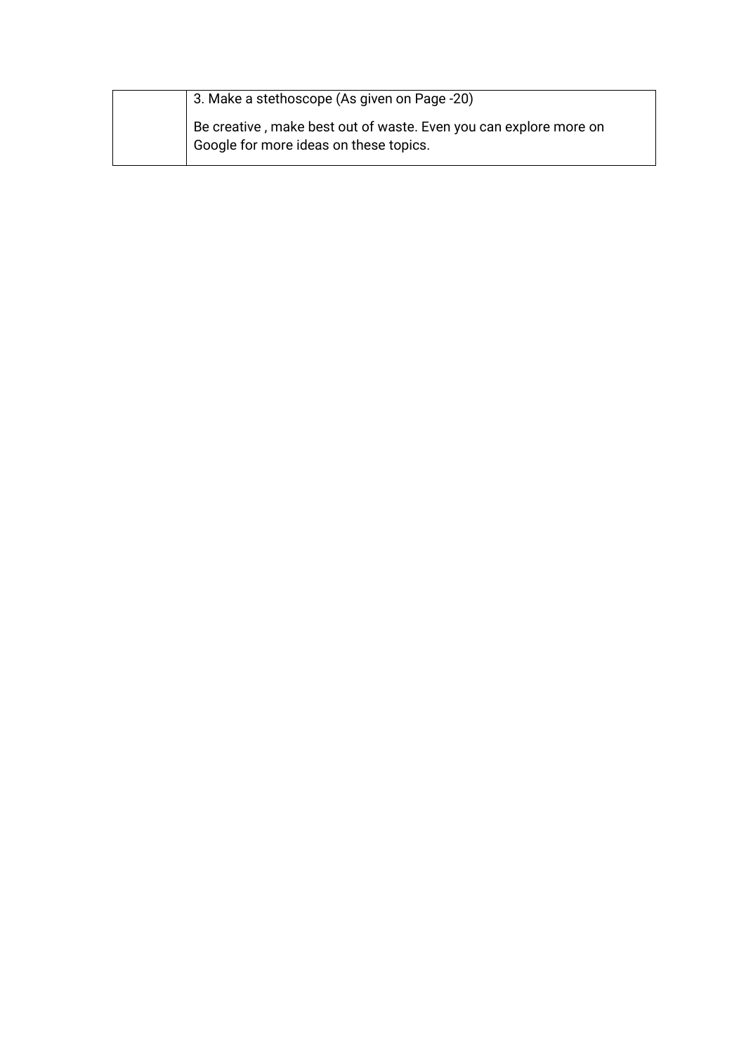| | |
|---|---|
| | 3. Make a stethoscope (As given on Page -20)<br><br>Be creative , make best out of waste. Even you can explore more on Google for more ideas on these topics. |